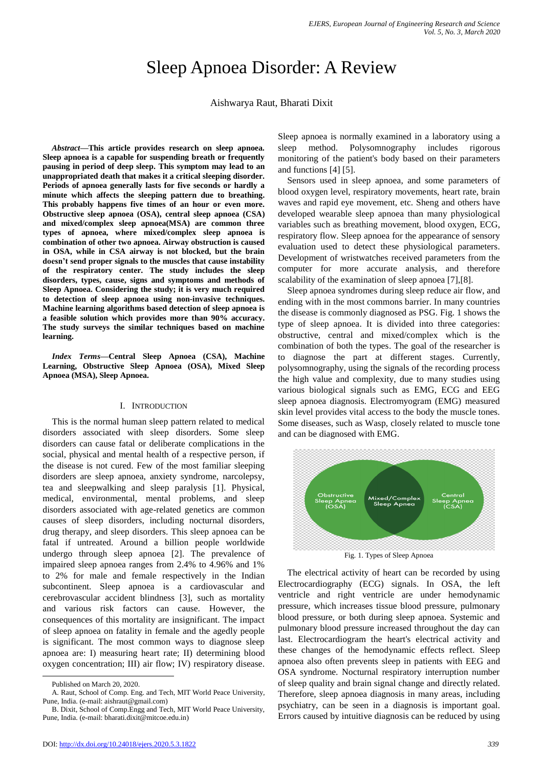# Sleep Apnoea Disorder: A Review

Aishwarya Raut, Bharati Dixit

***Abstract*—This article provides research on sleep apnoea. Sleep apnoea is a capable for suspending breath or frequently pausing in period of deep sleep. This symptom may lead to an unappropriated death that makes it a critical sleeping disorder. Periods of apnoea generally lasts for five seconds or hardly a minute which affects the sleeping pattern due to breathing. This probably happens five times of an hour or even more. Obstructive sleep apnoea (OSA), central sleep apnoea (CSA) and mixed/complex sleep apnoea(MSA) are common three types of apnoea, where mixed/complex sleep apnoea is combination of other two apnoea. Airway obstruction is caused in OSA, while in CSA airway is not blocked, but the brain doesn't send proper signals to the muscles that cause instability of the respiratory center. The study includes the sleep disorders, types, cause, signs and symptoms and methods of Sleep Apnoea. Considering the study; it is very much required to detection of sleep apnoea using non-invasive techniques. Machine learning algorithms based detection of sleep apnoea is a feasible solution which provides more than 90% accuracy. The study surveys the similar techniques based on machine learning.**

***Index Terms*—Central Sleep Apnoea (CSA), Machine Learning, Obstructive Sleep Apnoea (OSA), Mixed Sleep Apnoea (MSA), Sleep Apnoea.**

## I. Introduction

This is the normal human sleep pattern related to medical disorders associated with sleep disorders. Some sleep disorders can cause fatal or deliberate complications in the social, physical and mental health of a respective person, if the disease is not cured. Few of the most familiar sleeping disorders are sleep apnoea, anxiety syndrome, narcolepsy, tea and sleepwalking and sleep paralysis [1]. Physical, medical, environmental, mental problems, and sleep disorders associated with age-related genetics are common causes of sleep disorders, including nocturnal disorders, drug therapy, and sleep disorders. This sleep apnoea can be fatal if untreated. Around a billion people worldwide undergo through sleep apnoea [2]. The prevalence of impaired sleep apnoea ranges from 2.4% to 4.96% and 1% to 2% for male and female respectively in the Indian subcontinent. Sleep apnoea is a cardiovascular and cerebrovascular accident blindness [3], such as mortality and various risk factors can cause. However, the consequences of this mortality are insignificant. The impact of sleep apnoea on fatality in female and the agedly people is significant. The most common ways to diagnose sleep apnoea are: I) measuring heart rate; II) determining blood oxygen concentration; III) air flow; IV) respiratory disease. Sleep apnoea is normally examined in a laboratory using a sleep method. Polysomnography includes rigorous monitoring of the patient's body based on their parameters and functions [4] [5].

Sensors used in sleep apnoea, and some parameters of blood oxygen level, respiratory movements, heart rate, brain waves and rapid eye movement, etc. Sheng and others have developed wearable sleep apnoea than many physiological variables such as breathing movement, blood oxygen, ECG, respiratory flow. Sleep apnoea for the appearance of sensory evaluation used to detect these physiological parameters. Development of wristwatches received parameters from the computer for more accurate analysis, and therefore scalability of the examination of sleep apnoea [7],[8].

Sleep apnoea syndromes during sleep reduce air flow, and ending with in the most commons barrier. In many countries the disease is commonly diagnosed as PSG. Fig. 1 shows the type of sleep apnoea. It is divided into three categories: obstructive, central and mixed/complex which is the combination of both the types. The goal of the researcher is to diagnose the part at different stages. Currently, polysomnography, using the signals of the recording process the high value and complexity, due to many studies using various biological signals such as EMG, ECG and EEG sleep apnoea diagnosis. Electromyogram (EMG) measured skin level provides vital access to the body the muscle tones. Some diseases, such as Wasp, closely related to muscle tone and can be diagnosed with EMG.

Obstructive Sleep Apnea (OSA) | Mixed/Complex Sleep Apnea | Central Sleep Apnea (CSA)

Fig. 1. Types of Sleep Apnoea

The electrical activity of heart can be recorded by using Electrocardiography (ECG) signals. In OSA, the left ventricle and right ventricle are under hemodynamic pressure, which increases tissue blood pressure, pulmonary blood pressure, or both during sleep apnoea. Systemic and pulmonary blood pressure increased throughout the day can last. Electrocardiogram the heart's electrical activity and these changes of the hemodynamic effects reflect. Sleep apnoea also often prevents sleep in patients with EEG and OSA syndrome. Nocturnal respiratory interruption number of sleep quality and brain signal change and directly related. Therefore, sleep apnoea diagnosis in many areas, including psychiatry, can be seen in a diagnosis is important goal. Errors caused by intuitive diagnosis can be reduced by using

---

Published on March 20, 2020.

A. Raut, School of Comp. Eng. and Tech, MIT World Peace University, Pune, India. (e-mail: aishraut@gmail.com)

B. Dixit, School of Comp.Engg and Tech, MIT World Peace University, Pune, India. (e-mail: bharati.dixit@mitcoe.edu.in)

DOI: http://dx.doi.org/10.24018/ejers.2020.5.3.1822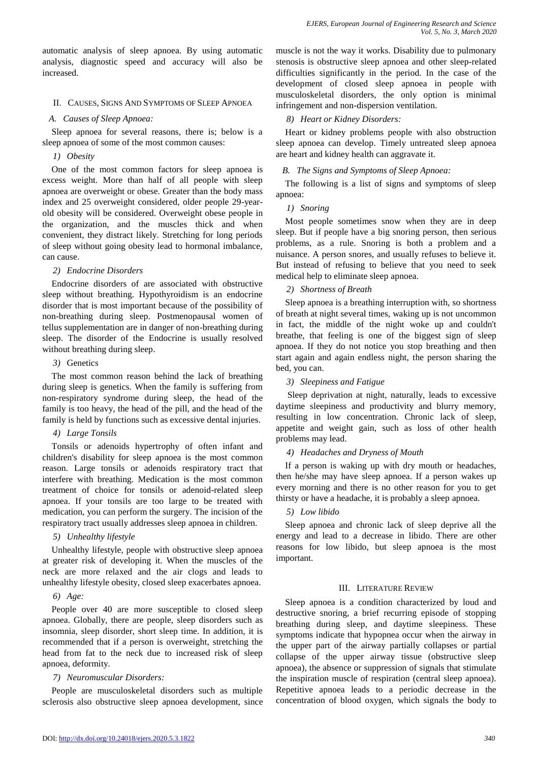automatic analysis of sleep apnoea. By using automatic analysis, diagnostic speed and accuracy will also be increased.

## II. Causes, Signs And Symptoms of Sleep Apnoea

### *A. Causes of Sleep Apnoea:*

Sleep apnoea for several reasons, there is; below is a sleep apnoea of some of the most common causes:

#### *1) Obesity*

One of the most common factors for sleep apnoea is excess weight. More than half of all people with sleep apnoea are overweight or obese. Greater than the body mass index and 25 overweight considered, older people 29-year-old obesity will be considered. Overweight obese people in the organization, and the muscles thick and when convenient, they distract likely. Stretching for long periods of sleep without going obesity lead to hormonal imbalance, can cause.

#### *2) Endocrine Disorders*

Endocrine disorders of are associated with obstructive sleep without breathing. Hypothyroidism is an endocrine disorder that is most important because of the possibility of non-breathing during sleep. Postmenopausal women of tellus supplementation are in danger of non-breathing during sleep. The disorder of the Endocrine is usually resolved without breathing during sleep.

#### 3) Genetics

The most common reason behind the lack of breathing during sleep is genetics. When the family is suffering from non-respiratory syndrome during sleep, the head of the family is too heavy, the head of the pill, and the head of the family is held by functions such as excessive dental injuries.

#### *4) Large Tonsils*

Tonsils or adenoids hypertrophy of often infant and children's disability for sleep apnoea is the most common reason. Large tonsils or adenoids respiratory tract that interfere with breathing. Medication is the most common treatment of choice for tonsils or adenoid-related sleep apnoea. If your tonsils are too large to be treated with medication, you can perform the surgery. The incision of the respiratory tract usually addresses sleep apnoea in children.

#### *5) Unhealthy lifestyle*

Unhealthy lifestyle, people with obstructive sleep apnoea at greater risk of developing it. When the muscles of the neck are more relaxed and the air clogs and leads to unhealthy lifestyle obesity, closed sleep exacerbates apnoea.

#### *6) Age:*

People over 40 are more susceptible to closed sleep apnoea. Globally, there are people, sleep disorders such as insomnia, sleep disorder, short sleep time. In addition, it is recommended that if a person is overweight, stretching the head from fat to the neck due to increased risk of sleep apnoea, deformity.

#### *7) Neuromuscular Disorders:*

People are musculoskeletal disorders such as multiple sclerosis also obstructive sleep apnoea development, since muscle is not the way it works. Disability due to pulmonary stenosis is obstructive sleep apnoea and other sleep-related difficulties significantly in the period. In the case of the development of closed sleep apnoea in people with musculoskeletal disorders, the only option is minimal infringement and non-dispersion ventilation.

#### *8) Heart or Kidney Disorders:*

Heart or kidney problems people with also obstruction sleep apnoea can develop. Timely untreated sleep apnoea are heart and kidney health can aggravate it.

### *B. The Signs and Symptoms of Sleep Apnoea:*

The following is a list of signs and symptoms of sleep apnoea:

#### *1) Snoring*

Most people sometimes snow when they are in deep sleep. But if people have a big snoring person, then serious problems, as a rule. Snoring is both a problem and a nuisance. A person snores, and usually refuses to believe it. But instead of refusing to believe that you need to seek medical help to eliminate sleep apnoea.

#### *2) Shortness of Breath*

Sleep apnoea is a breathing interruption with, so shortness of breath at night several times, waking up is not uncommon in fact, the middle of the night woke up and couldn't breathe, that feeling is one of the biggest sign of sleep apnoea. If they do not notice you stop breathing and then start again and again endless night, the person sharing the bed, you can.

#### *3) Sleepiness and Fatigue*

Sleep deprivation at night, naturally, leads to excessive daytime sleepiness and productivity and blurry memory, resulting in low concentration. Chronic lack of sleep, appetite and weight gain, such as loss of other health problems may lead.

#### *4) Headaches and Dryness of Mouth*

If a person is waking up with dry mouth or headaches, then he/she may have sleep apnoea. If a person wakes up every morning and there is no other reason for you to get thirsty or have a headache, it is probably a sleep apnoea.

#### *5) Low libido*

Sleep apnoea and chronic lack of sleep deprive all the energy and lead to a decrease in libido. There are other reasons for low libido, but sleep apnoea is the most important.

## III. Literature Review

Sleep apnoea is a condition characterized by loud and destructive snoring, a brief recurring episode of stopping breathing during sleep, and daytime sleepiness. These symptoms indicate that hypopnea occur when the airway in the upper part of the airway partially collapses or partial collapse of the upper airway tissue (obstructive sleep apnoea), the absence or suppression of signals that stimulate the inspiration muscle of respiration (central sleep apnoea). Repetitive apnoea leads to a periodic decrease in the concentration of blood oxygen, which signals the body to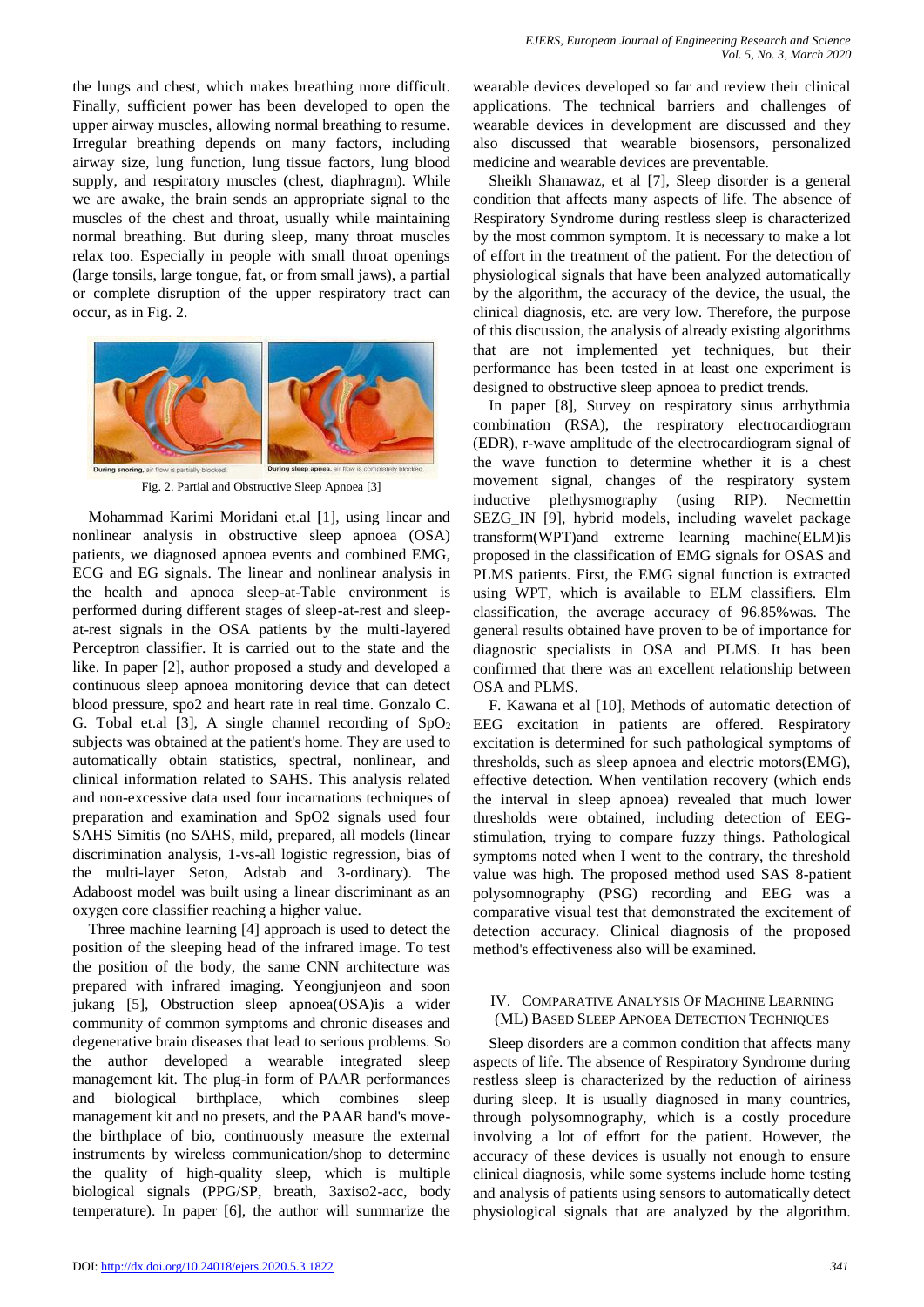the lungs and chest, which makes breathing more difficult. Finally, sufficient power has been developed to open the upper airway muscles, allowing normal breathing to resume. Irregular breathing depends on many factors, including airway size, lung function, lung tissue factors, lung blood supply, and respiratory muscles (chest, diaphragm). While we are awake, the brain sends an appropriate signal to the muscles of the chest and throat, usually while maintaining normal breathing. But during sleep, many throat muscles relax too. Especially in people with small throat openings (large tonsils, large tongue, fat, or from small jaws), a partial or complete disruption of the upper respiratory tract can occur, as in Fig. 2.

During snoring, air flow is partially blocked. During sleep apnea, air flow is completely blocked.

Fig. 2. Partial and Obstructive Sleep Apnoea [3]

Mohammad Karimi Moridani et.al [1], using linear and nonlinear analysis in obstructive sleep apnoea (OSA) patients, we diagnosed apnoea events and combined EMG, ECG and EG signals. The linear and nonlinear analysis in the health and apnoea sleep-at-Table environment is performed during different stages of sleep-at-rest and sleep-at-rest signals in the OSA patients by the multi-layered Perceptron classifier. It is carried out to the state and the like. In paper [2], author proposed a study and developed a continuous sleep apnoea monitoring device that can detect blood pressure, spo2 and heart rate in real time. Gonzalo C. G. Tobal et.al [3], A single channel recording of $SpO_2$ subjects was obtained at the patient's home. They are used to automatically obtain statistics, spectral, nonlinear, and clinical information related to SAHS. This analysis related and non-excessive data used four incarnations techniques of preparation and examination and SpO2 signals used four SAHS Simitis (no SAHS, mild, prepared, all models (linear discrimination analysis, 1-vs-all logistic regression, bias of the multi-layer Seton, Adstab and 3-ordinary). The Adaboost model was built using a linear discriminant as an oxygen core classifier reaching a higher value.

Three machine learning [4] approach is used to detect the position of the sleeping head of the infrared image. To test the position of the body, the same CNN architecture was prepared with infrared imaging. Yeongjunjeon and soon jukang [5], Obstruction sleep apnoea(OSA)is a wider community of common symptoms and chronic diseases and degenerative brain diseases that lead to serious problems. So the author developed a wearable integrated sleep management kit. The plug-in form of PAAR performances and biological birthplace, which combines sleep management kit and no presets, and the PAAR band's move-the birthplace of bio, continuously measure the external instruments by wireless communication/shop to determine the quality of high-quality sleep, which is multiple biological signals (PPG/SP, breath, 3axiso2-acc, body temperature). In paper [6], the author will summarize the wearable devices developed so far and review their clinical applications. The technical barriers and challenges of wearable devices in development are discussed and they also discussed that wearable biosensors, personalized medicine and wearable devices are preventable.

Sheikh Shanawaz, et al [7], Sleep disorder is a general condition that affects many aspects of life. The absence of Respiratory Syndrome during restless sleep is characterized by the most common symptom. It is necessary to make a lot of effort in the treatment of the patient. For the detection of physiological signals that have been analyzed automatically by the algorithm, the accuracy of the device, the usual, the clinical diagnosis, etc. are very low. Therefore, the purpose of this discussion, the analysis of already existing algorithms that are not implemented yet techniques, but their performance has been tested in at least one experiment is designed to obstructive sleep apnoea to predict trends.

In paper [8], Survey on respiratory sinus arrhythmia combination (RSA), the respiratory electrocardiogram (EDR), r-wave amplitude of the electrocardiogram signal of the wave function to determine whether it is a chest movement signal, changes of the respiratory system inductive plethysmography (using RIP). Necmettin SEZG_IN [9], hybrid models, including wavelet package transform(WPT)and extreme learning machine(ELM)is proposed in the classification of EMG signals for OSAS and PLMS patients. First, the EMG signal function is extracted using WPT, which is available to ELM classifiers. Elm classification, the average accuracy of 96.85%was. The general results obtained have proven to be of importance for diagnostic specialists in OSA and PLMS. It has been confirmed that there was an excellent relationship between OSA and PLMS.

F. Kawana et al [10], Methods of automatic detection of EEG excitation in patients are offered. Respiratory excitation is determined for such pathological symptoms of thresholds, such as sleep apnoea and electric motors(EMG), effective detection. When ventilation recovery (which ends the interval in sleep apnoea) revealed that much lower thresholds were obtained, including detection of EEG-stimulation, trying to compare fuzzy things. Pathological symptoms noted when I went to the contrary, the threshold value was high. The proposed method used SAS 8-patient polysomnography (PSG) recording and EEG was a comparative visual test that demonstrated the excitement of detection accuracy. Clinical diagnosis of the proposed method's effectiveness also will be examined.

## IV. Comparative Analysis Of Machine Learning (ML) Based Sleep Apnoea Detection Techniques

Sleep disorders are a common condition that affects many aspects of life. The absence of Respiratory Syndrome during restless sleep is characterized by the reduction of airiness during sleep. It is usually diagnosed in many countries, through polysomnography, which is a costly procedure involving a lot of effort for the patient. However, the accuracy of these devices is usually not enough to ensure clinical diagnosis, while some systems include home testing and analysis of patients using sensors to automatically detect physiological signals that are analyzed by the algorithm.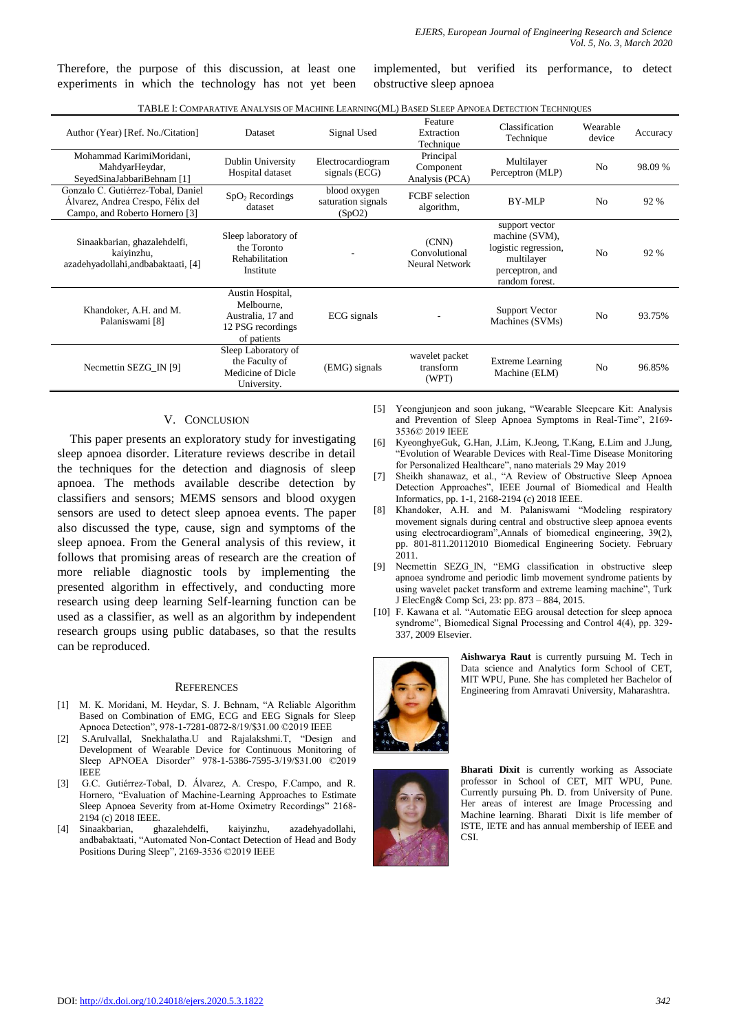Therefore, the purpose of this discussion, at least one experiments in which the technology has not yet been implemented, but verified its performance, to detect obstructive sleep apnoea

TABLE I: COMPARATIVE ANALYSIS OF MACHINE LEARNING(ML) BASED SLEEP APNOEA DETECTION TECHNIQUES

| Author (Year) [Ref. No./Citation] | Dataset | Signal Used | Feature Extraction Technique | Classification Technique | Wearable device | Accuracy |
|---|---|---|---|---|---|---|
| Mohammad KarimiMoridani, MahdyarHeydar, SeyedSinaJabbariBehnam [1] | Dublin University Hospital dataset | Electrocardiogram signals (ECG) | Principal Component Analysis (PCA) | Multilayer Perceptron (MLP) | No | 98.09 % |
| Gonzalo C. Gutiérrez-Tobal, Daniel Álvarez, Andrea Crespo, Félix del Campo, and Roberto Hornero [3] | $SpO_2$ Recordings dataset | blood oxygen saturation signals (SpO2) | FCBF selection algorithm, | BY-MLP | No | 92 % |
| Sinaakbarian, ghazalehdelfi, kaiyinzhu, azadehyadollahi,andbabaktaati, [4] | Sleep laboratory of the Toronto Rehabilitation Institute | - | (CNN) Convolutional Neural Network | support vector machine (SVM), logistic regression, multilayer perceptron, and random forest. | No | 92 % |
| Khandoker, A.H. and M. Palaniswami [8] | Austin Hospital, Melbourne, Australia, 17 and 12 PSG recordings of patients | ECG signals | - | Support Vector Machines (SVMs) | No | 93.75% |
| Necmettin SEZG_IN [9] | Sleep Laboratory of the Faculty of Medicine of Dicle University. | (EMG) signals | wavelet packet transform (WPT) | Extreme Learning Machine (ELM) | No | 96.85% |

## V. CONCLUSION

This paper presents an exploratory study for investigating sleep apnoea disorder. Literature reviews describe in detail the techniques for the detection and diagnosis of sleep apnoea. The methods available describe detection by classifiers and sensors; MEMS sensors and blood oxygen sensors are used to detect sleep apnoea events. The paper also discussed the type, cause, sign and symptoms of the sleep apnoea. From the General analysis of this review, it follows that promising areas of research are the creation of more reliable diagnostic tools by implementing the presented algorithm in effectively, and conducting more research using deep learning Self-learning function can be used as a classifier, as well as an algorithm by independent research groups using public databases, so that the results can be reproduced.

## REFERENCES

[1] M. K. Moridani, M. Heydar, S. J. Behnam, "A Reliable Algorithm Based on Combination of EMG, ECG and EEG Signals for Sleep Apnoea Detection", 978-1-7281-0872-8/19/$31.00 ©2019 IEEE

[2] S.Arulvallal, Snekhalatha.U and Rajalakshmi.T, "Design and Development of Wearable Device for Continuous Monitoring of Sleep APNOEA Disorder" 978-1-5386-7595-3/19/$31.00 ©2019 IEEE

[3] G.C. Gutiérrez-Tobal, D. Álvarez, A. Crespo, F.Campo, and R. Hornero, "Evaluation of Machine-Learning Approaches to Estimate Sleep Apnoea Severity from at-Home Oximetry Recordings" 2168-2194 (c) 2018 IEEE.

[4] Sinaakbarian, ghazalehdelfi, kaiyinzhu, azadehyadollahi, andbabaktaati, "Automated Non-Contact Detection of Head and Body Positions During Sleep", 2169-3536 ©2019 IEEE

[5] Yeongjunjeon and soon jukang, "Wearable Sleepcare Kit: Analysis and Prevention of Sleep Apnoea Symptoms in Real-Time", 2169-3536© 2019 IEEE

[6] KyeonghyeGuk, G.Han, J.Lim, K.Jeong, T.Kang, E.Lim and J.Jung, "Evolution of Wearable Devices with Real-Time Disease Monitoring for Personalized Healthcare", nano materials 29 May 2019

[7] Sheikh shanawaz, et al., "A Review of Obstructive Sleep Apnoea Detection Approaches", IEEE Journal of Biomedical and Health Informatics, pp. 1-1, 2168-2194 (c) 2018 IEEE.

[8] Khandoker, A.H. and M. Palaniswami "Modeling respiratory movement signals during central and obstructive sleep apnoea events using electrocardiogram",Annals of biomedical engineering, 39(2), pp. 801-811.20112010 Biomedical Engineering Society. February 2011.

[9] Necmettin SEZG_IN, "EMG classification in obstructive sleep apnoea syndrome and periodic limb movement syndrome patients by using wavelet packet transform and extreme learning machine", Turk J ElecEng& Comp Sci, 23: pp. 873 – 884, 2015.

[10] F. Kawana et al. "Automatic EEG arousal detection for sleep apnoea syndrome", Biomedical Signal Processing and Control 4(4), pp. 329-337, 2009 Elsevier.

**Aishwarya Raut** is currently pursuing M. Tech in Data science and Analytics form School of CET, MIT WPU, Pune. She has completed her Bachelor of Engineering from Amravati University, Maharashtra.

**Bharati Dixit** is currently working as Associate professor in School of CET, MIT WPU, Pune. Currently pursuing Ph. D. from University of Pune. Her areas of interest are Image Processing and Machine learning. Bharati Dixit is life member of ISTE, IETE and has annual membership of IEEE and CSI.